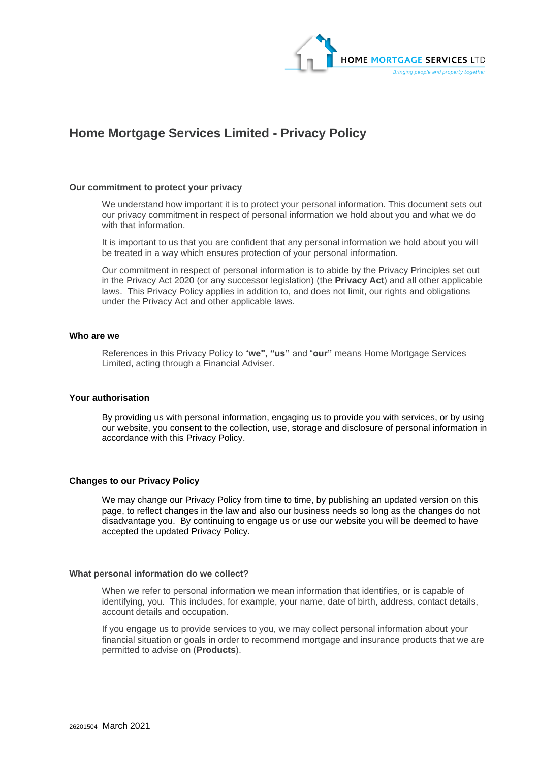# Home Mortgage Services Limited - Privacy Policy

### Our commitment to protect your privacy

We understand how important it is to protect your personal information. This document sets out our privacy commitment in respect of personal information we hold about you and what we do with that information.

It is important to us that you are confident that any personal information we hold about you will be treated in a way which ensures protection of your personal information.

Our commitment in respect of personal information is to abide by the Privacy Principles set out in the Privacy Act 2020 (or any successor legislation) (the **Privacy Act**) and all other applicable laws. This Privacy Policy applies in addition to, and does not limit, our rights and obligations under the Privacy Act and other applicable laws.

### Who are we

References in this Privacy Policy to "**we", "us"** and "**our"** means Home Mortgage Services Limited, acting through a Financial Adviser.

### Your authorisation

By providing us with personal information, engaging us to provide you with services, or by using our website, you consent to the collection, use, storage and disclosure of personal information in accordance with this Privacy Policy.

### Changes to our Privacy Policy

We may change our Privacy Policy from time to time, by publishing an updated version on this page, to reflect changes in the law and also our business needs so long as the changes do not disadvantage you. By continuing to engage us or use our website you will be deemed to have accepted the updated Privacy Policy.

### What personal information do we collect?

When we refer to personal information we mean information that identifies, or is capable of identifying, you. This includes, for example, your name, date of birth, address, contact details, account details and occupation.

If you engage us to provide services to you, we may collect personal information about your financial situation or goals in order to recommend mortgage and insurance products that we are permitted to advise on (**Products**).

26201504 March 2021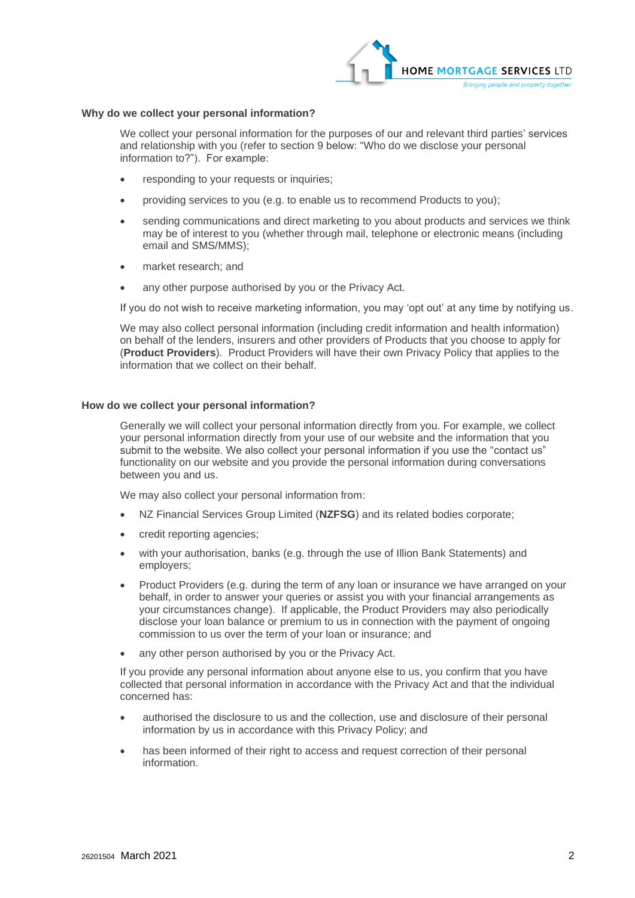## Why do we collect your personal information?

We collect your personal information for the purposes of our and relevant third parties' services and relationship with you (refer to section 9 below: "Who do we disclose your personal information to?"). For example:

- responding to your requests or inquiries;
- providing services to you (e.g. to enable us to recommend Products to you);
- sending communications and direct marketing to you about products and services we think may be of interest to you (whether through mail, telephone or electronic means (including email and SMS/MMS);
- market research; and
- any other purpose authorised by you or the Privacy Act.

If you do not wish to receive marketing information, you may 'opt out' at any time by notifying us.

We may also collect personal information (including credit information and health information) on behalf of the lenders, insurers and other providers of Products that you choose to apply for (**Product Providers**). Product Providers will have their own Privacy Policy that applies to the information that we collect on their behalf.

## How do we collect your personal information?

Generally we will collect your personal information directly from you. For example, we collect your personal information directly from your use of our website and the information that you submit to the website. We also collect your personal information if you use the "contact us" functionality on our website and you provide the personal information during conversations between you and us.

We may also collect your personal information from:

- NZ Financial Services Group Limited (**NZFSG**) and its related bodies corporate;
- credit reporting agencies;
- with your authorisation, banks (e.g. through the use of Illion Bank Statements) and employers;
- Product Providers (e.g. during the term of any loan or insurance we have arranged on your behalf, in order to answer your queries or assist you with your financial arrangements as your circumstances change). If applicable, the Product Providers may also periodically disclose your loan balance or premium to us in connection with the payment of ongoing commission to us over the term of your loan or insurance; and
- any other person authorised by you or the Privacy Act.

If you provide any personal information about anyone else to us, you confirm that you have collected that personal information in accordance with the Privacy Act and that the individual concerned has:

- authorised the disclosure to us and the collection, use and disclosure of their personal information by us in accordance with this Privacy Policy; and
- has been informed of their right to access and request correction of their personal information.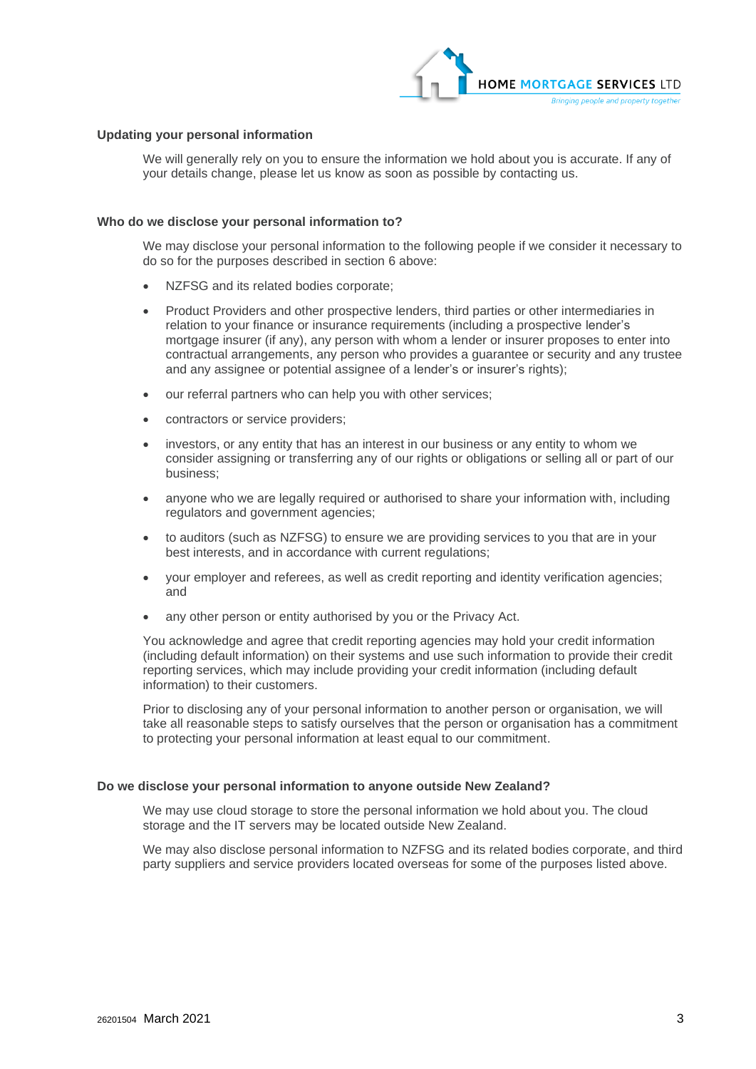## Updating your personal information

We will generally rely on you to ensure the information we hold about you is accurate. If any of your details change, please let us know as soon as possible by contacting us.

## Who do we disclose your personal information to?

We may disclose your personal information to the following people if we consider it necessary to do so for the purposes described in section 6 above:

- NZFSG and its related bodies corporate;
- Product Providers and other prospective lenders, third parties or other intermediaries in relation to your finance or insurance requirements (including a prospective lender's mortgage insurer (if any), any person with whom a lender or insurer proposes to enter into contractual arrangements, any person who provides a guarantee or security and any trustee and any assignee or potential assignee of a lender's or insurer's rights);
- our referral partners who can help you with other services;
- contractors or service providers;
- investors, or any entity that has an interest in our business or any entity to whom we consider assigning or transferring any of our rights or obligations or selling all or part of our business;
- anyone who we are legally required or authorised to share your information with, including regulators and government agencies;
- to auditors (such as NZFSG) to ensure we are providing services to you that are in your best interests, and in accordance with current regulations;
- your employer and referees, as well as credit reporting and identity verification agencies; and
- any other person or entity authorised by you or the Privacy Act.

You acknowledge and agree that credit reporting agencies may hold your credit information (including default information) on their systems and use such information to provide their credit reporting services, which may include providing your credit information (including default information) to their customers.

Prior to disclosing any of your personal information to another person or organisation, we will take all reasonable steps to satisfy ourselves that the person or organisation has a commitment to protecting your personal information at least equal to our commitment.

## Do we disclose your personal information to anyone outside New Zealand?

We may use cloud storage to store the personal information we hold about you. The cloud storage and the IT servers may be located outside New Zealand.

We may also disclose personal information to NZFSG and its related bodies corporate, and third party suppliers and service providers located overseas for some of the purposes listed above.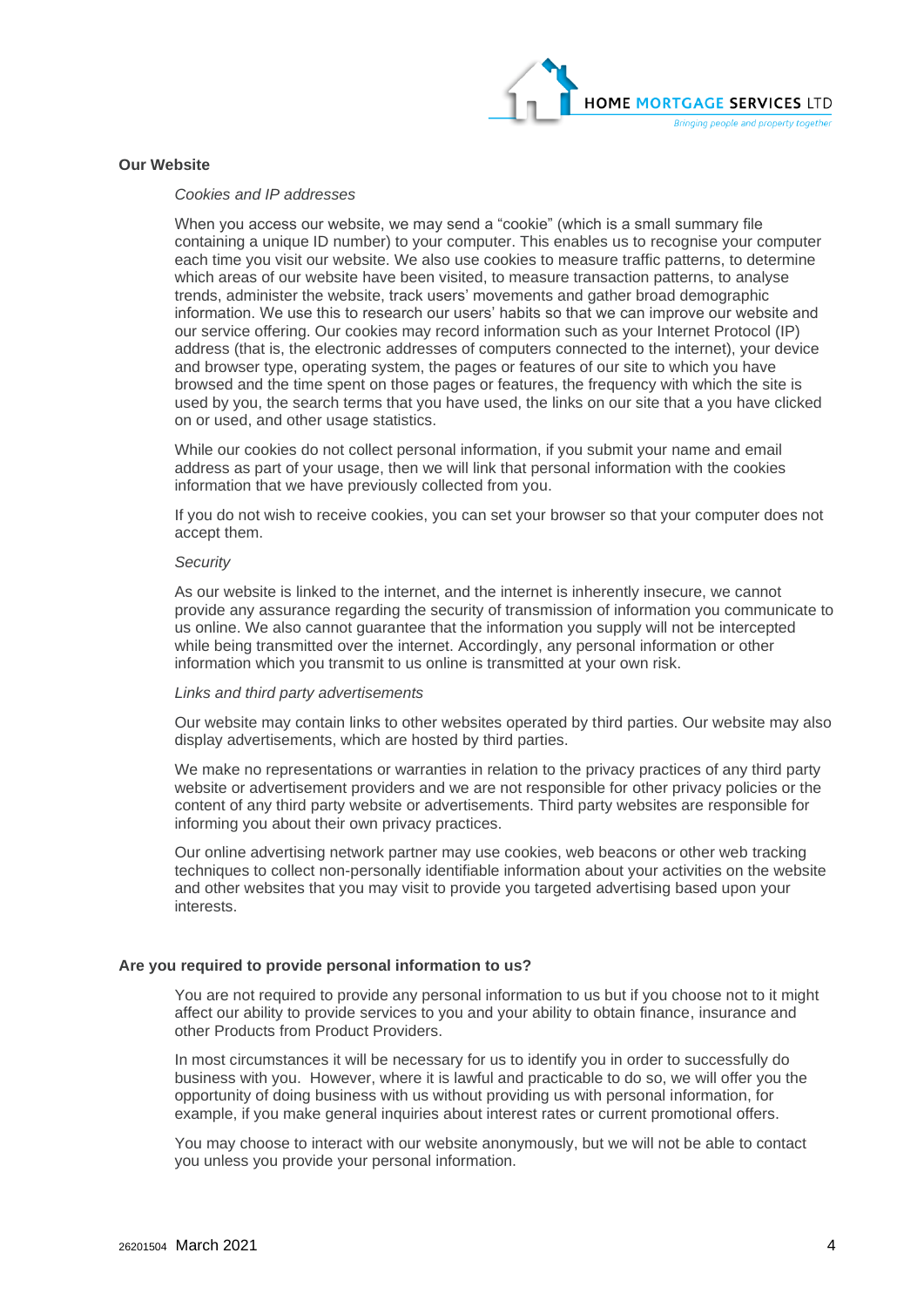## Our Website

*Cookies and IP addresses*

When you access our website, we may send a "cookie" (which is a small summary file containing a unique ID number) to your computer. This enables us to recognise your computer each time you visit our website. We also use cookies to measure traffic patterns, to determine which areas of our website have been visited, to measure transaction patterns, to analyse trends, administer the website, track users' movements and gather broad demographic information. We use this to research our users' habits so that we can improve our website and our service offering. Our cookies may record information such as your Internet Protocol (IP) address (that is, the electronic addresses of computers connected to the internet), your device and browser type, operating system, the pages or features of our site to which you have browsed and the time spent on those pages or features, the frequency with which the site is used by you, the search terms that you have used, the links on our site that a you have clicked on or used, and other usage statistics.

While our cookies do not collect personal information, if you submit your name and email address as part of your usage, then we will link that personal information with the cookies information that we have previously collected from you.

If you do not wish to receive cookies, you can set your browser so that your computer does not accept them.

*Security*

As our website is linked to the internet, and the internet is inherently insecure, we cannot provide any assurance regarding the security of transmission of information you communicate to us online. We also cannot guarantee that the information you supply will not be intercepted while being transmitted over the internet. Accordingly, any personal information or other information which you transmit to us online is transmitted at your own risk.

*Links and third party advertisements*

Our website may contain links to other websites operated by third parties. Our website may also display advertisements, which are hosted by third parties.

We make no representations or warranties in relation to the privacy practices of any third party website or advertisement providers and we are not responsible for other privacy policies or the content of any third party website or advertisements. Third party websites are responsible for informing you about their own privacy practices.

Our online advertising network partner may use cookies, web beacons or other web tracking techniques to collect non-personally identifiable information about your activities on the website and other websites that you may visit to provide you targeted advertising based upon your interests.

## Are you required to provide personal information to us?

You are not required to provide any personal information to us but if you choose not to it might affect our ability to provide services to you and your ability to obtain finance, insurance and other Products from Product Providers.

In most circumstances it will be necessary for us to identify you in order to successfully do business with you. However, where it is lawful and practicable to do so, we will offer you the opportunity of doing business with us without providing us with personal information, for example, if you make general inquiries about interest rates or current promotional offers.

You may choose to interact with our website anonymously, but we will not be able to contact you unless you provide your personal information.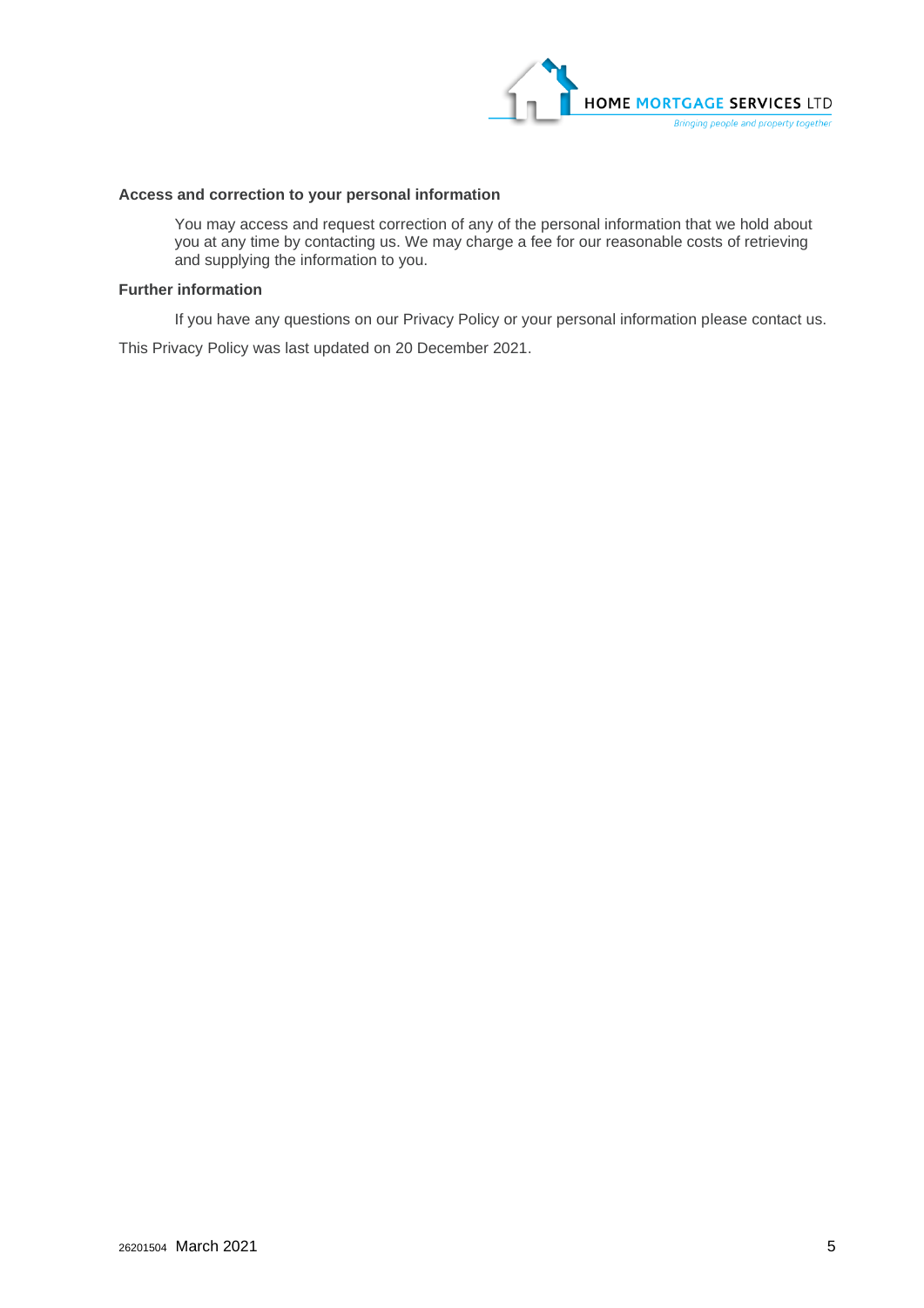### Access and correction to your personal information

You may access and request correction of any of the personal information that we hold about you at any time by contacting us. We may charge a fee for our reasonable costs of retrieving and supplying the information to you.

### Further information

If you have any questions on our Privacy Policy or your personal information please contact us.

This Privacy Policy was last updated on 20 December 2021.